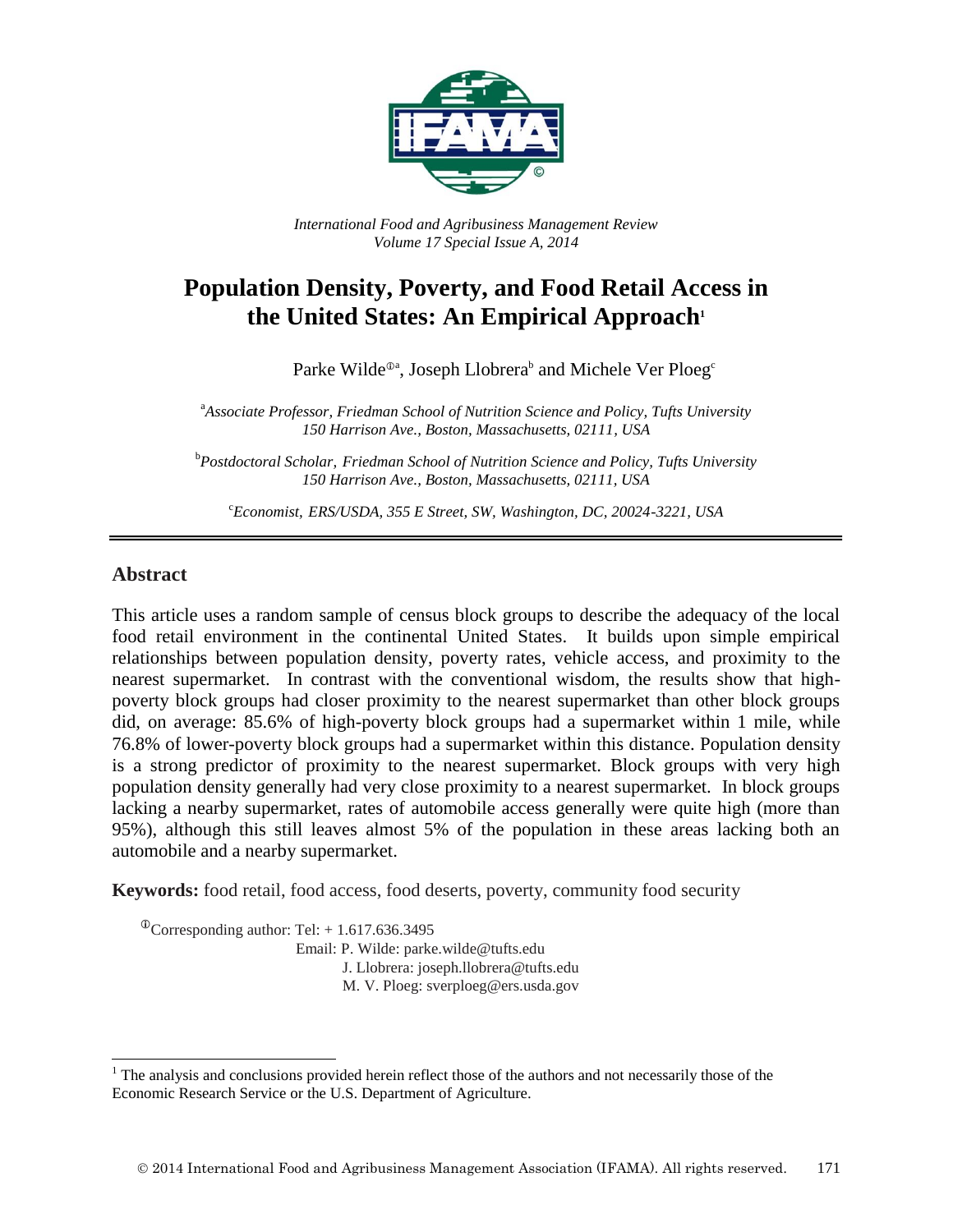*International Food and Agribusiness Management Review*
*Volume 17 Special Issue A, 2014*

# Population Density, Poverty, and Food Retail Access in the United States: An Empirical Approach[1]

Parke Wilde[ⓘa], Joseph Llobrera[b] and Michele Ver Ploeg[c]

[a]*Associate Professor, Friedman School of Nutrition Science and Policy, Tufts University 150 Harrison Ave., Boston, Massachusetts, 02111, USA*

[b]*Postdoctoral Scholar, Friedman School of Nutrition Science and Policy, Tufts University 150 Harrison Ave., Boston, Massachusetts, 02111, USA*

[c]*Economist, ERS/USDA, 355 E Street, SW, Washington, DC, 20024-3221, USA*

## Abstract

This article uses a random sample of census block groups to describe the adequacy of the local food retail environment in the continental United States. It builds upon simple empirical relationships between population density, poverty rates, vehicle access, and proximity to the nearest supermarket. In contrast with the conventional wisdom, the results show that high-poverty block groups had closer proximity to the nearest supermarket than other block groups did, on average: 85.6% of high-poverty block groups had a supermarket within 1 mile, while 76.8% of lower-poverty block groups had a supermarket within this distance. Population density is a strong predictor of proximity to the nearest supermarket. Block groups with very high population density generally had very close proximity to a nearest supermarket. In block groups lacking a nearby supermarket, rates of automobile access generally were quite high (more than 95%), although this still leaves almost 5% of the population in these areas lacking both an automobile and a nearby supermarket.

**Keywords:** food retail, food access, food deserts, poverty, community food security

ⓘCorresponding author: Tel: + 1.617.636.3495
Email: P. Wilde: parke.wilde@tufts.edu
J. Llobrera: joseph.llobrera@tufts.edu
M. V. Ploeg: sverploeg@ers.usda.gov

[1] The analysis and conclusions provided herein reflect those of the authors and not necessarily those of the Economic Research Service or the U.S. Department of Agriculture.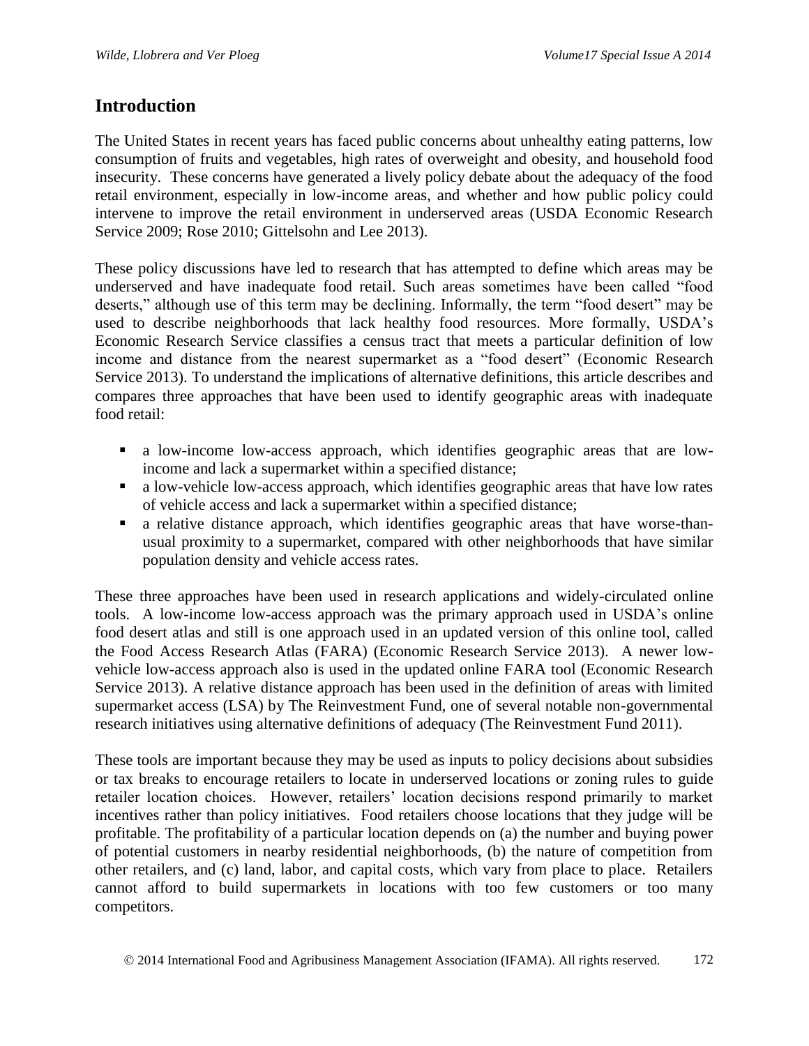## Introduction

The United States in recent years has faced public concerns about unhealthy eating patterns, low consumption of fruits and vegetables, high rates of overweight and obesity, and household food insecurity. These concerns have generated a lively policy debate about the adequacy of the food retail environment, especially in low-income areas, and whether and how public policy could intervene to improve the retail environment in underserved areas (USDA Economic Research Service 2009; Rose 2010; Gittelsohn and Lee 2013).

These policy discussions have led to research that has attempted to define which areas may be underserved and have inadequate food retail. Such areas sometimes have been called "food deserts," although use of this term may be declining. Informally, the term "food desert" may be used to describe neighborhoods that lack healthy food resources. More formally, USDA's Economic Research Service classifies a census tract that meets a particular definition of low income and distance from the nearest supermarket as a "food desert" (Economic Research Service 2013). To understand the implications of alternative definitions, this article describes and compares three approaches that have been used to identify geographic areas with inadequate food retail:

- a low-income low-access approach, which identifies geographic areas that are low-income and lack a supermarket within a specified distance;
- a low-vehicle low-access approach, which identifies geographic areas that have low rates of vehicle access and lack a supermarket within a specified distance;
- a relative distance approach, which identifies geographic areas that have worse-than-usual proximity to a supermarket, compared with other neighborhoods that have similar population density and vehicle access rates.

These three approaches have been used in research applications and widely-circulated online tools. A low-income low-access approach was the primary approach used in USDA's online food desert atlas and still is one approach used in an updated version of this online tool, called the Food Access Research Atlas (FARA) (Economic Research Service 2013). A newer low-vehicle low-access approach also is used in the updated online FARA tool (Economic Research Service 2013). A relative distance approach has been used in the definition of areas with limited supermarket access (LSA) by The Reinvestment Fund, one of several notable non-governmental research initiatives using alternative definitions of adequacy (The Reinvestment Fund 2011).

These tools are important because they may be used as inputs to policy decisions about subsidies or tax breaks to encourage retailers to locate in underserved locations or zoning rules to guide retailer location choices. However, retailers' location decisions respond primarily to market incentives rather than policy initiatives. Food retailers choose locations that they judge will be profitable. The profitability of a particular location depends on (a) the number and buying power of potential customers in nearby residential neighborhoods, (b) the nature of competition from other retailers, and (c) land, labor, and capital costs, which vary from place to place. Retailers cannot afford to build supermarkets in locations with too few customers or too many competitors.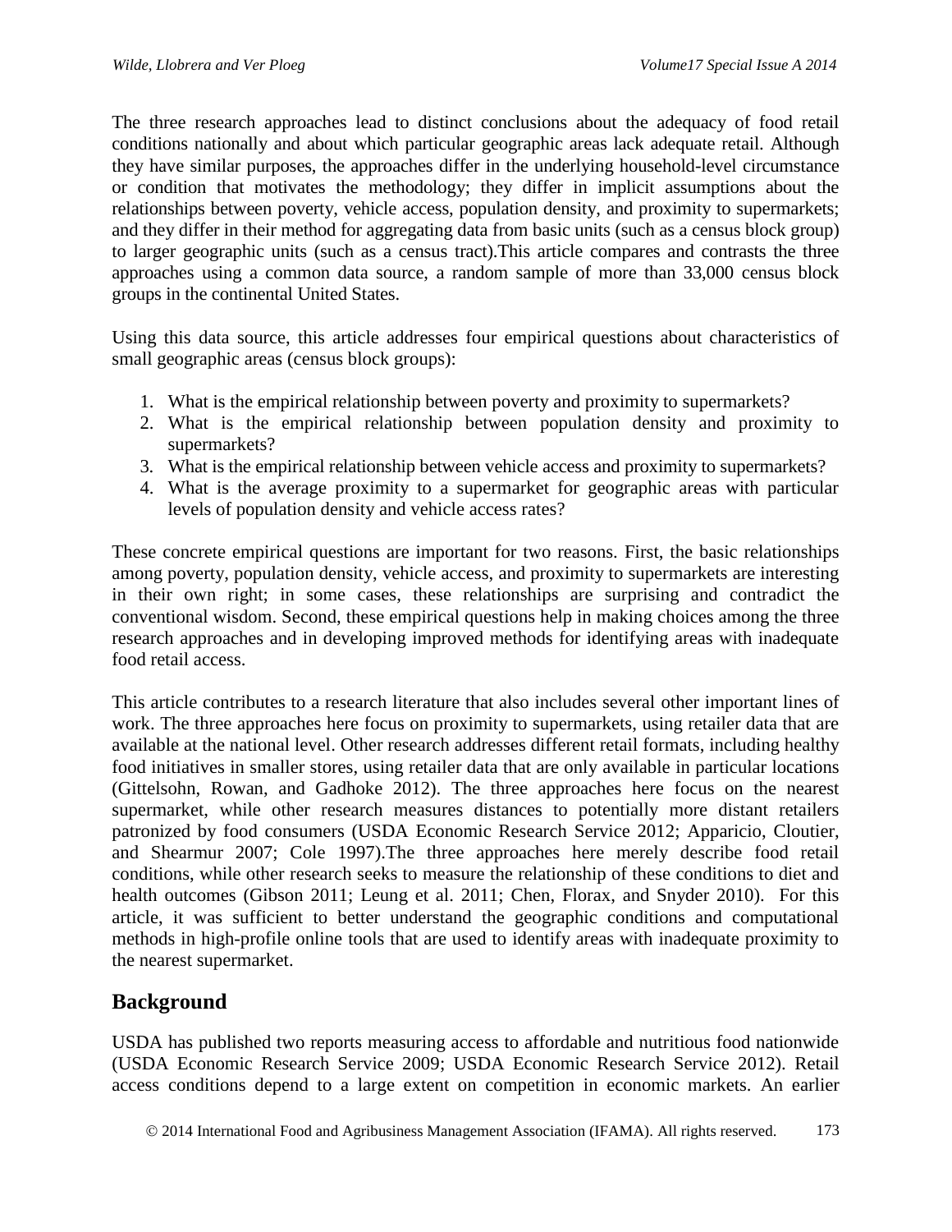The three research approaches lead to distinct conclusions about the adequacy of food retail conditions nationally and about which particular geographic areas lack adequate retail. Although they have similar purposes, the approaches differ in the underlying household-level circumstance or condition that motivates the methodology; they differ in implicit assumptions about the relationships between poverty, vehicle access, population density, and proximity to supermarkets; and they differ in their method for aggregating data from basic units (such as a census block group) to larger geographic units (such as a census tract).This article compares and contrasts the three approaches using a common data source, a random sample of more than 33,000 census block groups in the continental United States.

Using this data source, this article addresses four empirical questions about characteristics of small geographic areas (census block groups):

1. What is the empirical relationship between poverty and proximity to supermarkets?
2. What is the empirical relationship between population density and proximity to supermarkets?
3. What is the empirical relationship between vehicle access and proximity to supermarkets?
4. What is the average proximity to a supermarket for geographic areas with particular levels of population density and vehicle access rates?

These concrete empirical questions are important for two reasons. First, the basic relationships among poverty, population density, vehicle access, and proximity to supermarkets are interesting in their own right; in some cases, these relationships are surprising and contradict the conventional wisdom. Second, these empirical questions help in making choices among the three research approaches and in developing improved methods for identifying areas with inadequate food retail access.

This article contributes to a research literature that also includes several other important lines of work. The three approaches here focus on proximity to supermarkets, using retailer data that are available at the national level. Other research addresses different retail formats, including healthy food initiatives in smaller stores, using retailer data that are only available in particular locations (Gittelsohn, Rowan, and Gadhoke 2012). The three approaches here focus on the nearest supermarket, while other research measures distances to potentially more distant retailers patronized by food consumers (USDA Economic Research Service 2012; Apparicio, Cloutier, and Shearmur 2007; Cole 1997).The three approaches here merely describe food retail conditions, while other research seeks to measure the relationship of these conditions to diet and health outcomes (Gibson 2011; Leung et al. 2011; Chen, Florax, and Snyder 2010). For this article, it was sufficient to better understand the geographic conditions and computational methods in high-profile online tools that are used to identify areas with inadequate proximity to the nearest supermarket.

## Background

USDA has published two reports measuring access to affordable and nutritious food nationwide (USDA Economic Research Service 2009; USDA Economic Research Service 2012). Retail access conditions depend to a large extent on competition in economic markets. An earlier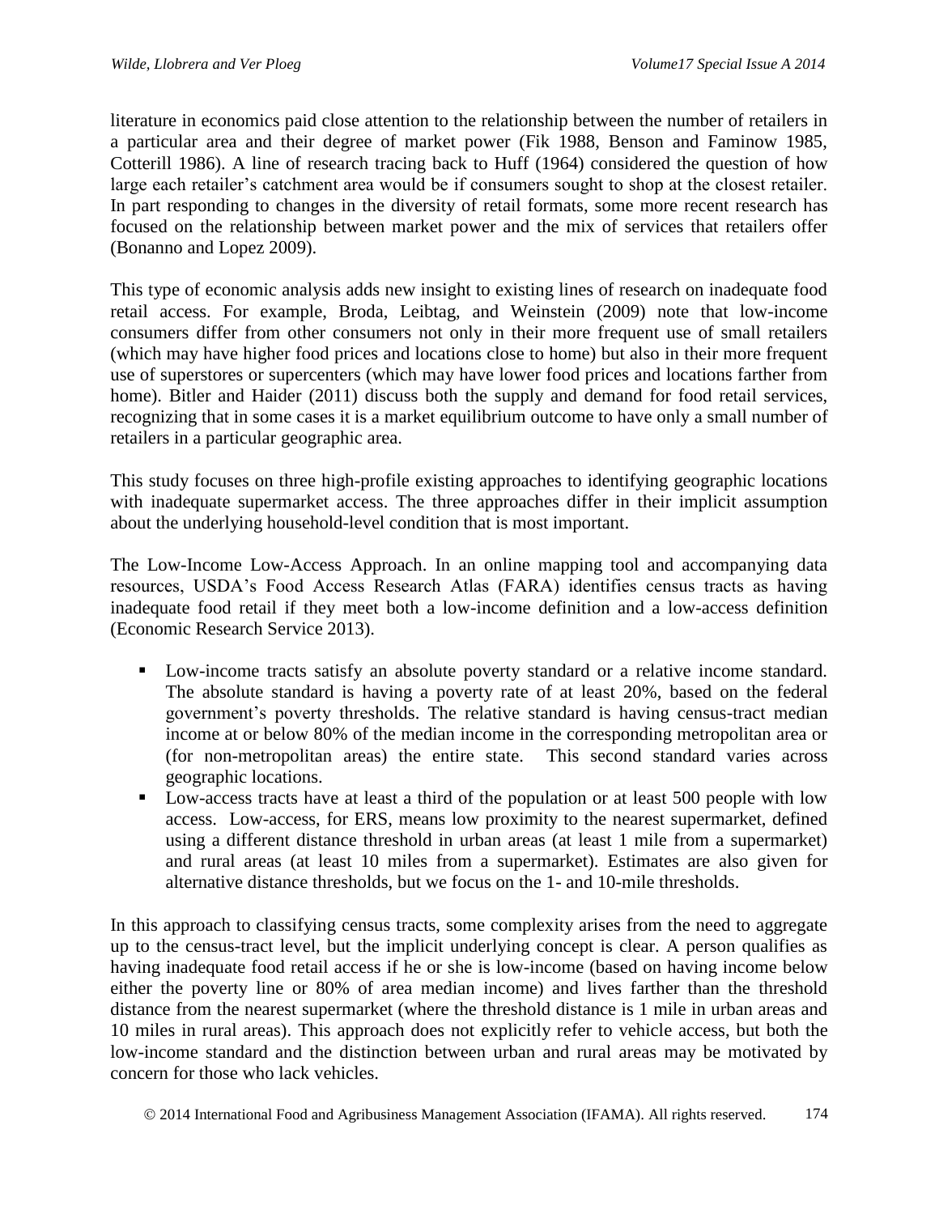literature in economics paid close attention to the relationship between the number of retailers in a particular area and their degree of market power (Fik 1988, Benson and Faminow 1985, Cotterill 1986). A line of research tracing back to Huff (1964) considered the question of how large each retailer's catchment area would be if consumers sought to shop at the closest retailer. In part responding to changes in the diversity of retail formats, some more recent research has focused on the relationship between market power and the mix of services that retailers offer (Bonanno and Lopez 2009).

This type of economic analysis adds new insight to existing lines of research on inadequate food retail access. For example, Broda, Leibtag, and Weinstein (2009) note that low-income consumers differ from other consumers not only in their more frequent use of small retailers (which may have higher food prices and locations close to home) but also in their more frequent use of superstores or supercenters (which may have lower food prices and locations farther from home). Bitler and Haider (2011) discuss both the supply and demand for food retail services, recognizing that in some cases it is a market equilibrium outcome to have only a small number of retailers in a particular geographic area.

This study focuses on three high-profile existing approaches to identifying geographic locations with inadequate supermarket access. The three approaches differ in their implicit assumption about the underlying household-level condition that is most important.

The Low-Income Low-Access Approach. In an online mapping tool and accompanying data resources, USDA's Food Access Research Atlas (FARA) identifies census tracts as having inadequate food retail if they meet both a low-income definition and a low-access definition (Economic Research Service 2013).

- Low-income tracts satisfy an absolute poverty standard or a relative income standard. The absolute standard is having a poverty rate of at least 20%, based on the federal government's poverty thresholds. The relative standard is having census-tract median income at or below 80% of the median income in the corresponding metropolitan area or (for non-metropolitan areas) the entire state. This second standard varies across geographic locations.
- Low-access tracts have at least a third of the population or at least 500 people with low access. Low-access, for ERS, means low proximity to the nearest supermarket, defined using a different distance threshold in urban areas (at least 1 mile from a supermarket) and rural areas (at least 10 miles from a supermarket). Estimates are also given for alternative distance thresholds, but we focus on the 1- and 10-mile thresholds.

In this approach to classifying census tracts, some complexity arises from the need to aggregate up to the census-tract level, but the implicit underlying concept is clear. A person qualifies as having inadequate food retail access if he or she is low-income (based on having income below either the poverty line or 80% of area median income) and lives farther than the threshold distance from the nearest supermarket (where the threshold distance is 1 mile in urban areas and 10 miles in rural areas). This approach does not explicitly refer to vehicle access, but both the low-income standard and the distinction between urban and rural areas may be motivated by concern for those who lack vehicles.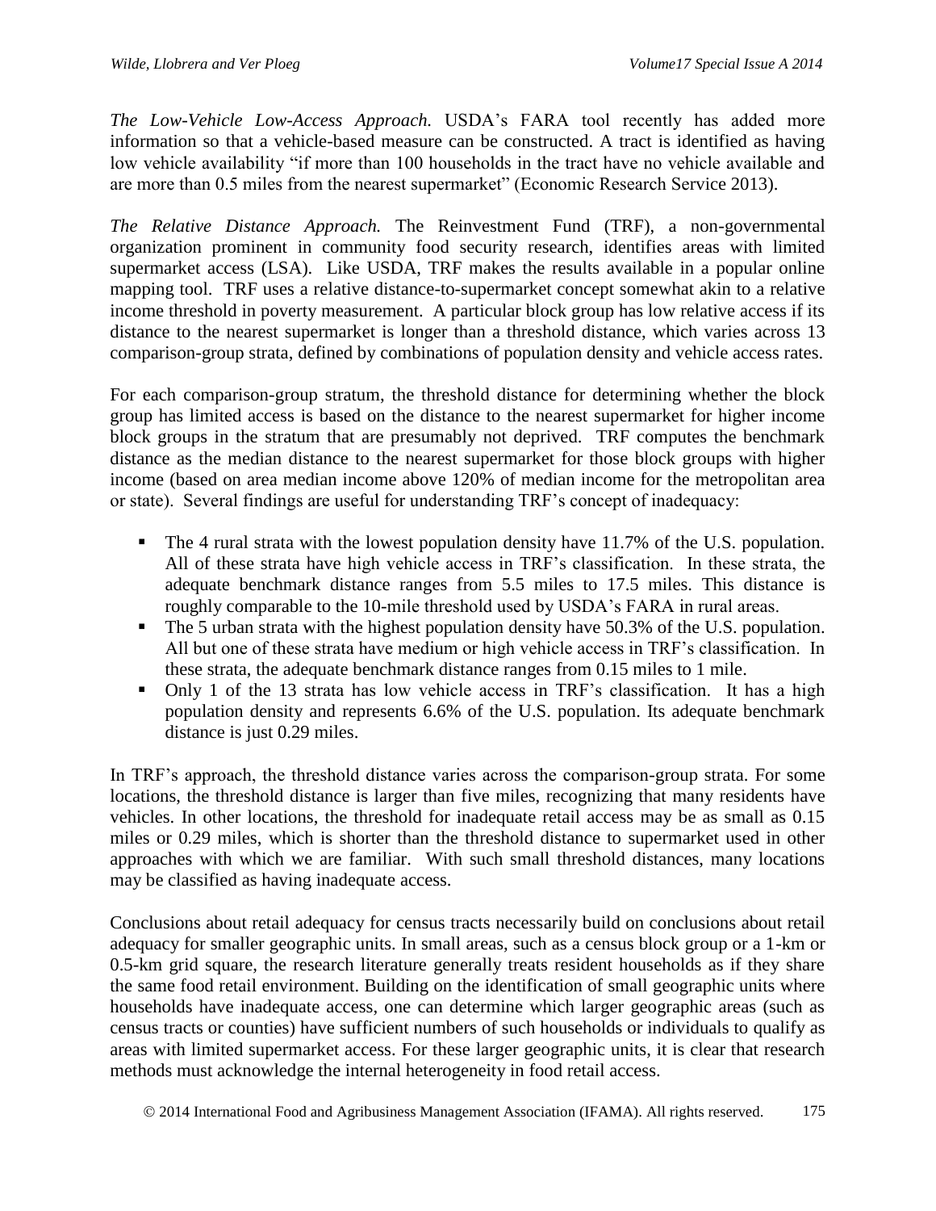*The Low-Vehicle Low-Access Approach.* USDA's FARA tool recently has added more information so that a vehicle-based measure can be constructed. A tract is identified as having low vehicle availability "if more than 100 households in the tract have no vehicle available and are more than 0.5 miles from the nearest supermarket" (Economic Research Service 2013).

*The Relative Distance Approach.* The Reinvestment Fund (TRF), a non-governmental organization prominent in community food security research, identifies areas with limited supermarket access (LSA). Like USDA, TRF makes the results available in a popular online mapping tool. TRF uses a relative distance-to-supermarket concept somewhat akin to a relative income threshold in poverty measurement. A particular block group has low relative access if its distance to the nearest supermarket is longer than a threshold distance, which varies across 13 comparison-group strata, defined by combinations of population density and vehicle access rates.

For each comparison-group stratum, the threshold distance for determining whether the block group has limited access is based on the distance to the nearest supermarket for higher income block groups in the stratum that are presumably not deprived. TRF computes the benchmark distance as the median distance to the nearest supermarket for those block groups with higher income (based on area median income above 120% of median income for the metropolitan area or state). Several findings are useful for understanding TRF's concept of inadequacy:

- The 4 rural strata with the lowest population density have 11.7% of the U.S. population. All of these strata have high vehicle access in TRF's classification. In these strata, the adequate benchmark distance ranges from 5.5 miles to 17.5 miles. This distance is roughly comparable to the 10-mile threshold used by USDA's FARA in rural areas.
- The 5 urban strata with the highest population density have 50.3% of the U.S. population. All but one of these strata have medium or high vehicle access in TRF's classification. In these strata, the adequate benchmark distance ranges from 0.15 miles to 1 mile.
- Only 1 of the 13 strata has low vehicle access in TRF's classification. It has a high population density and represents 6.6% of the U.S. population. Its adequate benchmark distance is just 0.29 miles.

In TRF's approach, the threshold distance varies across the comparison-group strata. For some locations, the threshold distance is larger than five miles, recognizing that many residents have vehicles. In other locations, the threshold for inadequate retail access may be as small as 0.15 miles or 0.29 miles, which is shorter than the threshold distance to supermarket used in other approaches with which we are familiar. With such small threshold distances, many locations may be classified as having inadequate access.

Conclusions about retail adequacy for census tracts necessarily build on conclusions about retail adequacy for smaller geographic units. In small areas, such as a census block group or a 1-km or 0.5-km grid square, the research literature generally treats resident households as if they share the same food retail environment. Building on the identification of small geographic units where households have inadequate access, one can determine which larger geographic areas (such as census tracts or counties) have sufficient numbers of such households or individuals to qualify as areas with limited supermarket access. For these larger geographic units, it is clear that research methods must acknowledge the internal heterogeneity in food retail access.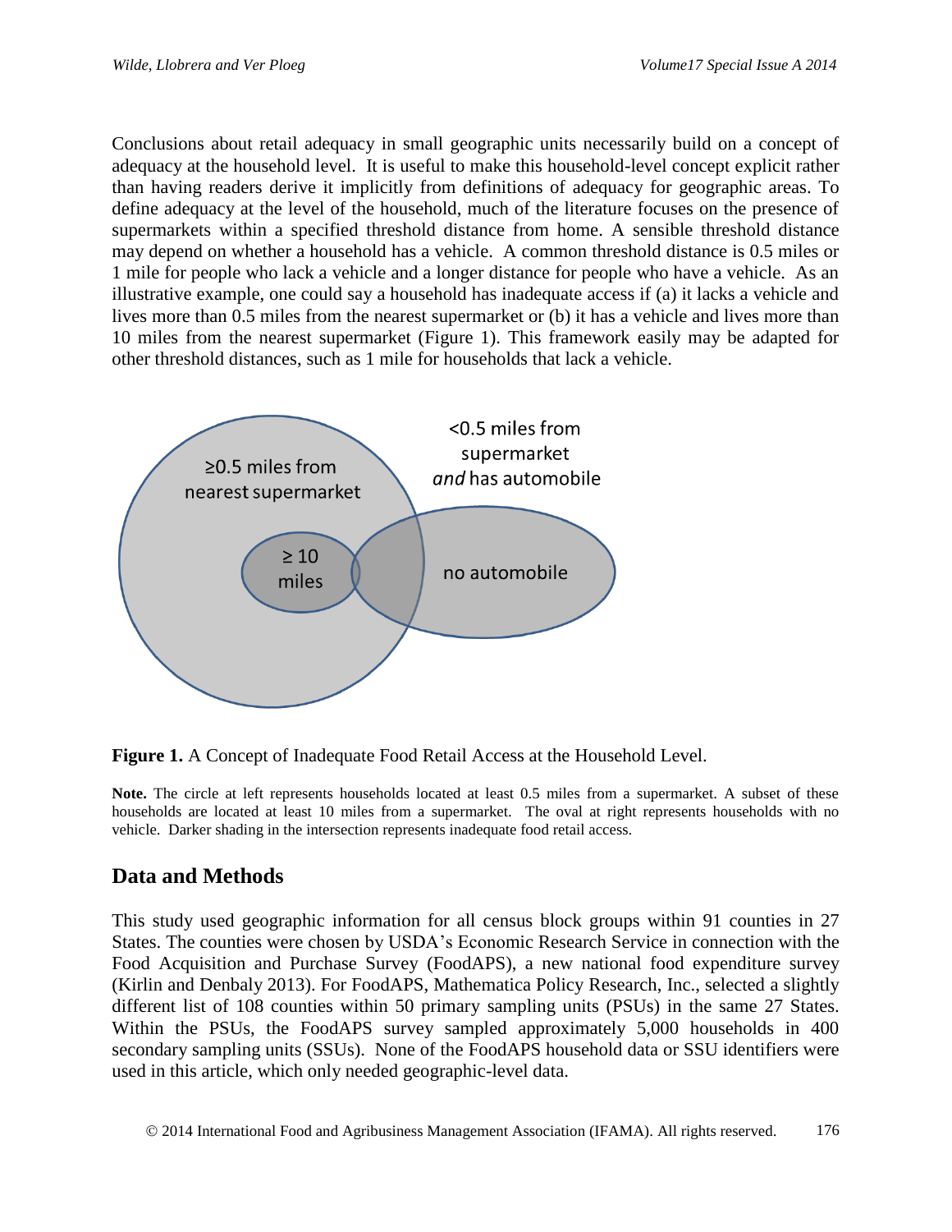Conclusions about retail adequacy in small geographic units necessarily build on a concept of adequacy at the household level. It is useful to make this household-level concept explicit rather than having readers derive it implicitly from definitions of adequacy for geographic areas. To define adequacy at the level of the household, much of the literature focuses on the presence of supermarkets within a specified threshold distance from home. A sensible threshold distance may depend on whether a household has a vehicle. A common threshold distance is 0.5 miles or 1 mile for people who lack a vehicle and a longer distance for people who have a vehicle. As an illustrative example, one could say a household has inadequate access if (a) it lacks a vehicle and lives more than 0.5 miles from the nearest supermarket or (b) it has a vehicle and lives more than 10 miles from the nearest supermarket (Figure 1). This framework easily may be adapted for other threshold distances, such as 1 mile for households that lack a vehicle.

≥0.5 miles from nearest supermarket

≥ 10 miles

<0.5 miles from supermarket *and* has automobile

no automobile

**Figure 1.** A Concept of Inadequate Food Retail Access at the Household Level.

**Note.** The circle at left represents households located at least 0.5 miles from a supermarket. A subset of these households are located at least 10 miles from a supermarket. The oval at right represents households with no vehicle. Darker shading in the intersection represents inadequate food retail access.

## Data and Methods

This study used geographic information for all census block groups within 91 counties in 27 States. The counties were chosen by USDA's Economic Research Service in connection with the Food Acquisition and Purchase Survey (FoodAPS), a new national food expenditure survey (Kirlin and Denbaly 2013). For FoodAPS, Mathematica Policy Research, Inc., selected a slightly different list of 108 counties within 50 primary sampling units (PSUs) in the same 27 States. Within the PSUs, the FoodAPS survey sampled approximately 5,000 households in 400 secondary sampling units (SSUs). None of the FoodAPS household data or SSU identifiers were used in this article, which only needed geographic-level data.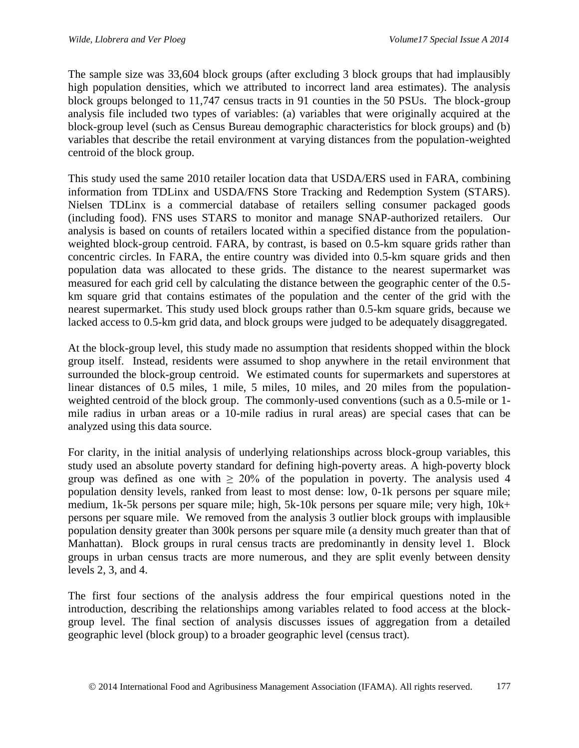The sample size was 33,604 block groups (after excluding 3 block groups that had implausibly high population densities, which we attributed to incorrect land area estimates). The analysis block groups belonged to 11,747 census tracts in 91 counties in the 50 PSUs. The block-group analysis file included two types of variables: (a) variables that were originally acquired at the block-group level (such as Census Bureau demographic characteristics for block groups) and (b) variables that describe the retail environment at varying distances from the population-weighted centroid of the block group.

This study used the same 2010 retailer location data that USDA/ERS used in FARA, combining information from TDLinx and USDA/FNS Store Tracking and Redemption System (STARS). Nielsen TDLinx is a commercial database of retailers selling consumer packaged goods (including food). FNS uses STARS to monitor and manage SNAP-authorized retailers. Our analysis is based on counts of retailers located within a specified distance from the population-weighted block-group centroid. FARA, by contrast, is based on 0.5-km square grids rather than concentric circles. In FARA, the entire country was divided into 0.5-km square grids and then population data was allocated to these grids. The distance to the nearest supermarket was measured for each grid cell by calculating the distance between the geographic center of the 0.5-km square grid that contains estimates of the population and the center of the grid with the nearest supermarket. This study used block groups rather than 0.5-km square grids, because we lacked access to 0.5-km grid data, and block groups were judged to be adequately disaggregated.

At the block-group level, this study made no assumption that residents shopped within the block group itself. Instead, residents were assumed to shop anywhere in the retail environment that surrounded the block-group centroid. We estimated counts for supermarkets and superstores at linear distances of 0.5 miles, 1 mile, 5 miles, 10 miles, and 20 miles from the population-weighted centroid of the block group. The commonly-used conventions (such as a 0.5-mile or 1-mile radius in urban areas or a 10-mile radius in rural areas) are special cases that can be analyzed using this data source.

For clarity, in the initial analysis of underlying relationships across block-group variables, this study used an absolute poverty standard for defining high-poverty areas. A high-poverty block group was defined as one with $\geq$ 20% of the population in poverty. The analysis used 4 population density levels, ranked from least to most dense: low, 0-1k persons per square mile; medium, 1k-5k persons per square mile; high, 5k-10k persons per square mile; very high, 10k+ persons per square mile. We removed from the analysis 3 outlier block groups with implausible population density greater than 300k persons per square mile (a density much greater than that of Manhattan). Block groups in rural census tracts are predominantly in density level 1. Block groups in urban census tracts are more numerous, and they are split evenly between density levels 2, 3, and 4.

The first four sections of the analysis address the four empirical questions noted in the introduction, describing the relationships among variables related to food access at the block-group level. The final section of analysis discusses issues of aggregation from a detailed geographic level (block group) to a broader geographic level (census tract).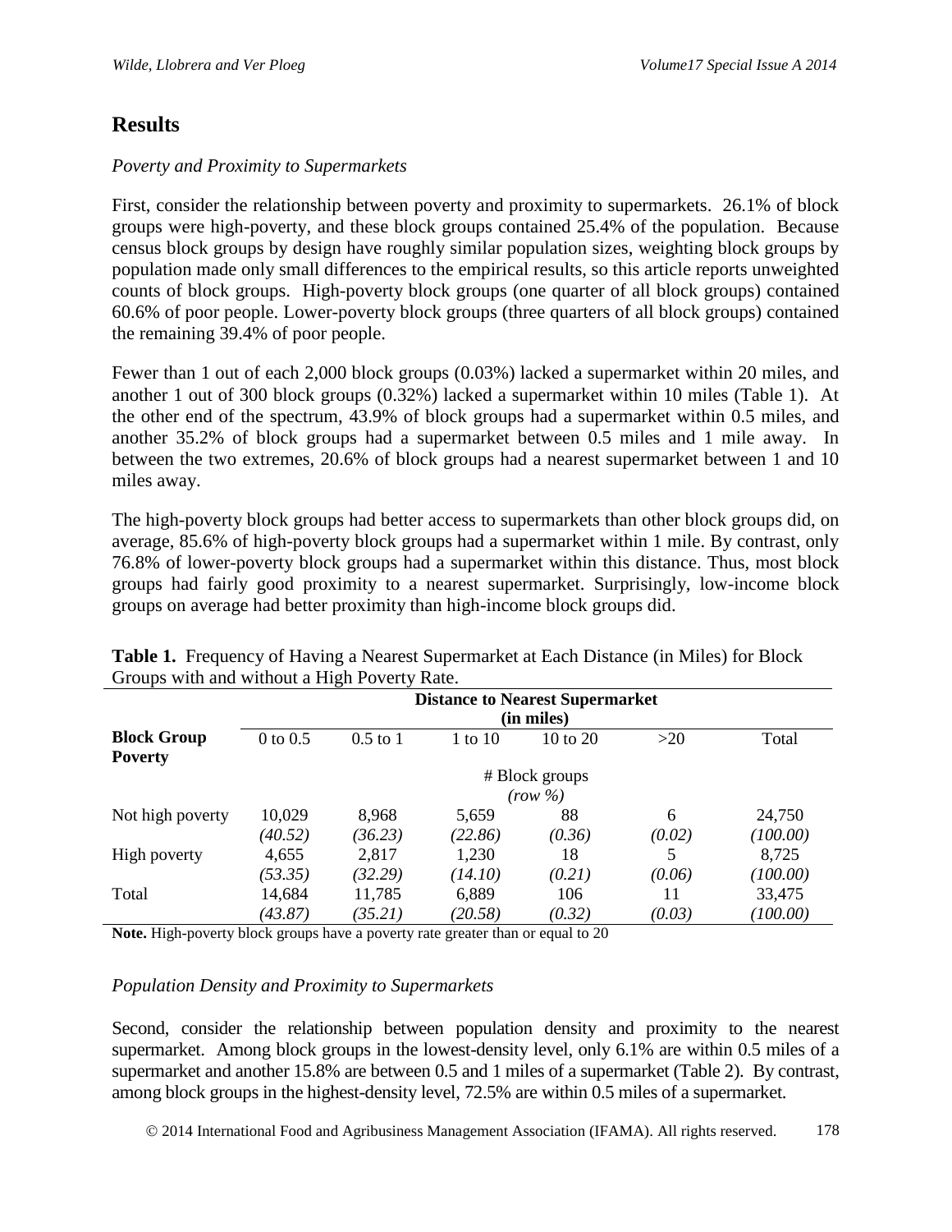## Results

*Poverty and Proximity to Supermarkets*

First, consider the relationship between poverty and proximity to supermarkets. 26.1% of block groups were high-poverty, and these block groups contained 25.4% of the population. Because census block groups by design have roughly similar population sizes, weighting block groups by population made only small differences to the empirical results, so this article reports unweighted counts of block groups. High-poverty block groups (one quarter of all block groups) contained 60.6% of poor people. Lower-poverty block groups (three quarters of all block groups) contained the remaining 39.4% of poor people.

Fewer than 1 out of each 2,000 block groups (0.03%) lacked a supermarket within 20 miles, and another 1 out of 300 block groups (0.32%) lacked a supermarket within 10 miles (Table 1). At the other end of the spectrum, 43.9% of block groups had a supermarket within 0.5 miles, and another 35.2% of block groups had a supermarket between 0.5 miles and 1 mile away. In between the two extremes, 20.6% of block groups had a nearest supermarket between 1 and 10 miles away.

The high-poverty block groups had better access to supermarkets than other block groups did, on average, 85.6% of high-poverty block groups had a supermarket within 1 mile. By contrast, only 76.8% of lower-poverty block groups had a supermarket within this distance. Thus, most block groups had fairly good proximity to a nearest supermarket. Surprisingly, low-income block groups on average had better proximity than high-income block groups did.

**Table 1.** Frequency of Having a Nearest Supermarket at Each Distance (in Miles) for Block Groups with and without a High Poverty Rate.

| | Distance to Nearest Supermarket (in miles) | | | | | |
|---|---|---|---|---|---|---|
| **Block Group Poverty** | 0 to 0.5 | 0.5 to 1 | 1 to 10 | 10 to 20 | >20 | Total |
| | | | # Block groups *(row %)* | | | |
| Not high poverty | 10,029 | 8,968 | 5,659 | 88 | 6 | 24,750 |
| | *(40.52)* | *(36.23)* | *(22.86)* | *(0.36)* | *(0.02)* | *(100.00)* |
| High poverty | 4,655 | 2,817 | 1,230 | 18 | 5 | 8,725 |
| | *(53.35)* | *(32.29)* | *(14.10)* | *(0.21)* | *(0.06)* | *(100.00)* |
| Total | 14,684 | 11,785 | 6,889 | 106 | 11 | 33,475 |
| | *(43.87)* | *(35.21)* | *(20.58)* | *(0.32)* | *(0.03)* | *(100.00)* |

**Note.** High-poverty block groups have a poverty rate greater than or equal to 20

*Population Density and Proximity to Supermarkets*

Second, consider the relationship between population density and proximity to the nearest supermarket. Among block groups in the lowest-density level, only 6.1% are within 0.5 miles of a supermarket and another 15.8% are between 0.5 and 1 miles of a supermarket (Table 2). By contrast, among block groups in the highest-density level, 72.5% are within 0.5 miles of a supermarket.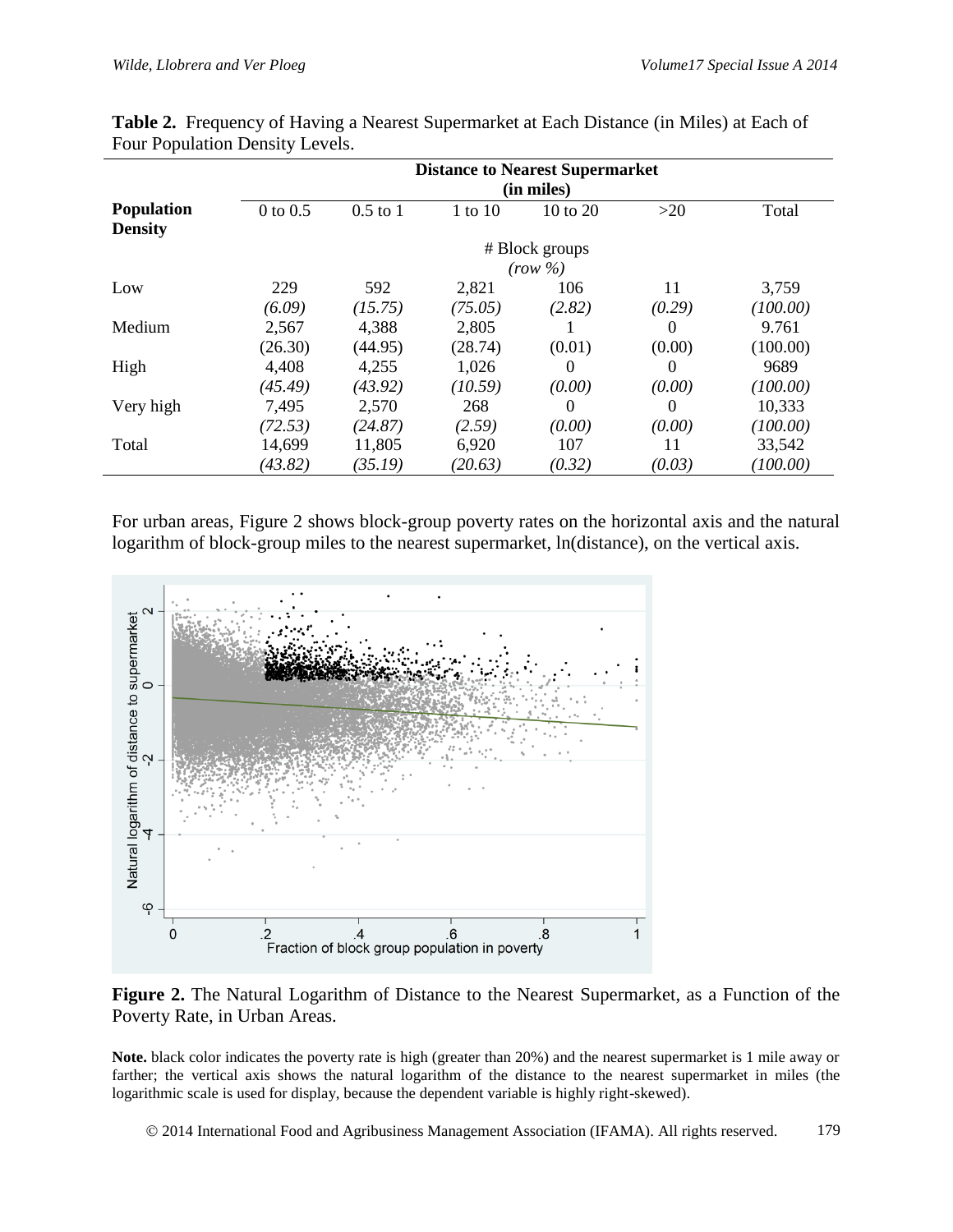**Table 2.** Frequency of Having a Nearest Supermarket at Each Distance (in Miles) at Each of Four Population Density Levels.

| | Distance to Nearest Supermarket (in miles) | | | | | |
|---|---|---|---|---|---|---|
| **Population Density** | 0 to 0.5 | 0.5 to 1 | 1 to 10 | 10 to 20 | >20 | Total |
| | # Block groups *(row %)* | | | | | |
| Low | 229 | 592 | 2,821 | 106 | 11 | 3,759 |
| | *(6.09)* | *(15.75)* | *(75.05)* | *(2.82)* | *(0.29)* | *(100.00)* |
| Medium | 2,567 | 4,388 | 2,805 | 1 | 0 | 9.761 |
| | (26.30) | (44.95) | (28.74) | (0.01) | (0.00) | (100.00) |
| High | 4,408 | 4,255 | 1,026 | 0 | 0 | 9689 |
| | *(45.49)* | *(43.92)* | *(10.59)* | *(0.00)* | *(0.00)* | *(100.00)* |
| Very high | 7,495 | 2,570 | 268 | 0 | 0 | 10,333 |
| | *(72.53)* | *(24.87)* | *(2.59)* | *(0.00)* | *(0.00)* | *(100.00)* |
| Total | 14,699 | 11,805 | 6,920 | 107 | 11 | 33,542 |
| | *(43.82)* | *(35.19)* | *(20.63)* | *(0.32)* | *(0.03)* | *(100.00)* |

For urban areas, Figure 2 shows block-group poverty rates on the horizontal axis and the natural logarithm of block-group miles to the nearest supermarket, ln(distance), on the vertical axis.

**Figure 2.** The Natural Logarithm of Distance to the Nearest Supermarket, as a Function of the Poverty Rate, in Urban Areas.

**Note.** black color indicates the poverty rate is high (greater than 20%) and the nearest supermarket is 1 mile away or farther; the vertical axis shows the natural logarithm of the distance to the nearest supermarket in miles (the logarithmic scale is used for display, because the dependent variable is highly right-skewed).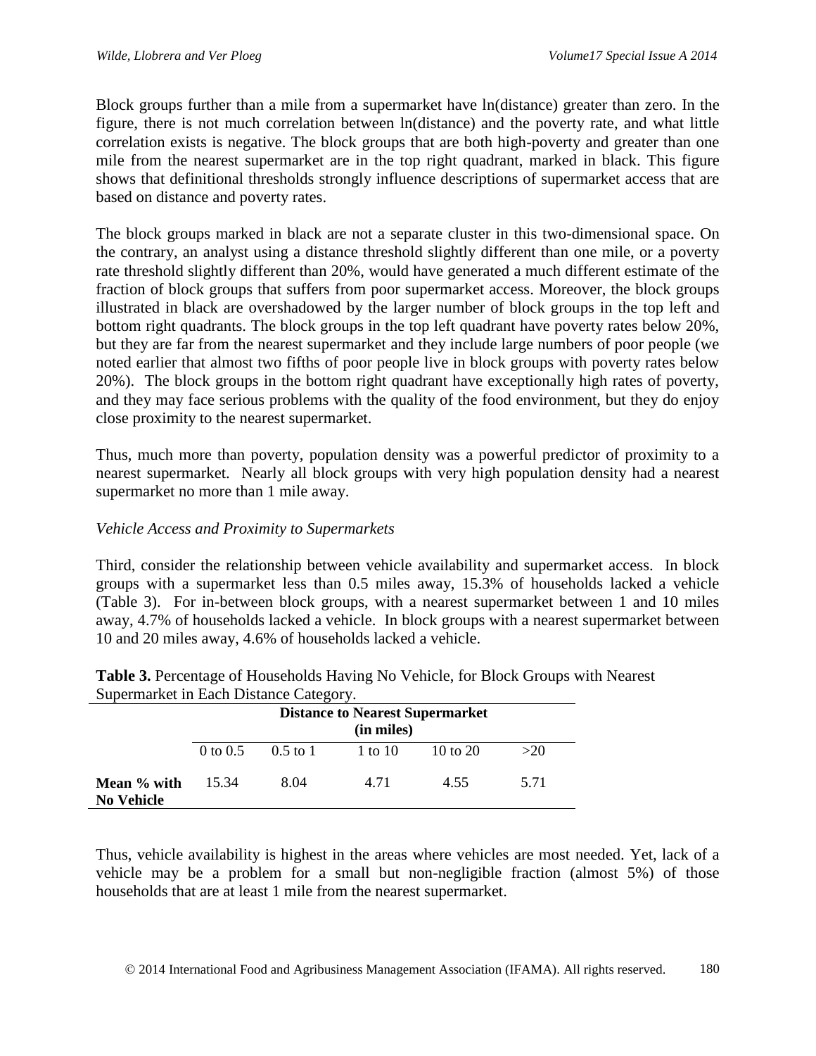Block groups further than a mile from a supermarket have ln(distance) greater than zero. In the figure, there is not much correlation between ln(distance) and the poverty rate, and what little correlation exists is negative. The block groups that are both high-poverty and greater than one mile from the nearest supermarket are in the top right quadrant, marked in black. This figure shows that definitional thresholds strongly influence descriptions of supermarket access that are based on distance and poverty rates.

The block groups marked in black are not a separate cluster in this two-dimensional space. On the contrary, an analyst using a distance threshold slightly different than one mile, or a poverty rate threshold slightly different than 20%, would have generated a much different estimate of the fraction of block groups that suffers from poor supermarket access. Moreover, the block groups illustrated in black are overshadowed by the larger number of block groups in the top left and bottom right quadrants. The block groups in the top left quadrant have poverty rates below 20%, but they are far from the nearest supermarket and they include large numbers of poor people (we noted earlier that almost two fifths of poor people live in block groups with poverty rates below 20%). The block groups in the bottom right quadrant have exceptionally high rates of poverty, and they may face serious problems with the quality of the food environment, but they do enjoy close proximity to the nearest supermarket.

Thus, much more than poverty, population density was a powerful predictor of proximity to a nearest supermarket. Nearly all block groups with very high population density had a nearest supermarket no more than 1 mile away.

*Vehicle Access and Proximity to Supermarkets*

Third, consider the relationship between vehicle availability and supermarket access. In block groups with a supermarket less than 0.5 miles away, 15.3% of households lacked a vehicle (Table 3). For in-between block groups, with a nearest supermarket between 1 and 10 miles away, 4.7% of households lacked a vehicle. In block groups with a nearest supermarket between 10 and 20 miles away, 4.6% of households lacked a vehicle.

**Table 3.** Percentage of Households Having No Vehicle, for Block Groups with Nearest Supermarket in Each Distance Category.

| | **Distance to Nearest Supermarket (in miles)** | | | | |
|---|---|---|---|---|---|
| | 0 to 0.5 | 0.5 to 1 | 1 to 10 | 10 to 20 | >20 |
| **Mean % with No Vehicle** | 15.34 | 8.04 | 4.71 | 4.55 | 5.71 |

Thus, vehicle availability is highest in the areas where vehicles are most needed. Yet, lack of a vehicle may be a problem for a small but non-negligible fraction (almost 5%) of those households that are at least 1 mile from the nearest supermarket.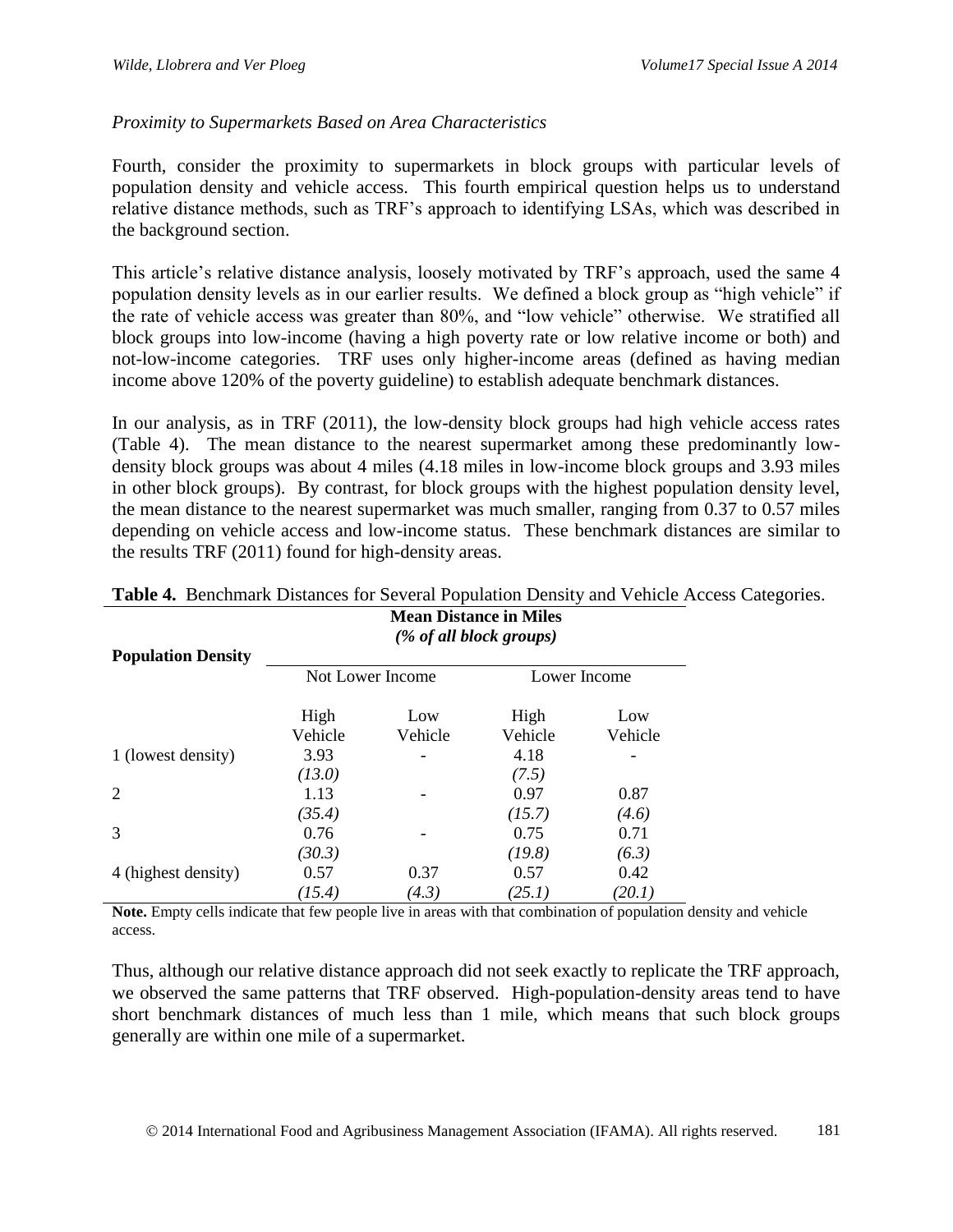*Proximity to Supermarkets Based on Area Characteristics*

Fourth, consider the proximity to supermarkets in block groups with particular levels of population density and vehicle access. This fourth empirical question helps us to understand relative distance methods, such as TRF's approach to identifying LSAs, which was described in the background section.

This article's relative distance analysis, loosely motivated by TRF's approach, used the same 4 population density levels as in our earlier results. We defined a block group as "high vehicle" if the rate of vehicle access was greater than 80%, and "low vehicle" otherwise. We stratified all block groups into low-income (having a high poverty rate or low relative income or both) and not-low-income categories. TRF uses only higher-income areas (defined as having median income above 120% of the poverty guideline) to establish adequate benchmark distances.

In our analysis, as in TRF (2011), the low-density block groups had high vehicle access rates (Table 4). The mean distance to the nearest supermarket among these predominantly low-density block groups was about 4 miles (4.18 miles in low-income block groups and 3.93 miles in other block groups). By contrast, for block groups with the highest population density level, the mean distance to the nearest supermarket was much smaller, ranging from 0.37 to 0.57 miles depending on vehicle access and low-income status. These benchmark distances are similar to the results TRF (2011) found for high-density areas.

**Table 4.** Benchmark Distances for Several Population Density and Vehicle Access Categories.

| Population Density | Mean Distance in Miles *(% of all block groups)* | | | |
|---|---|---|---|---|
| | Not Lower Income | | Lower Income | |
| | High Vehicle | Low Vehicle | High Vehicle | Low Vehicle |
| 1 (lowest density) | 3.93 | - | 4.18 | - |
| | *(13.0)* | | *(7.5)* | |
| 2 | 1.13 | - | 0.97 | 0.87 |
| | *(35.4)* | | *(15.7)* | *(4.6)* |
| 3 | 0.76 | - | 0.75 | 0.71 |
| | *(30.3)* | | *(19.8)* | *(6.3)* |
| 4 (highest density) | 0.57 | 0.37 | 0.57 | 0.42 |
| | *(15.4)* | *(4.3)* | *(25.1)* | *(20.1)* |

**Note.** Empty cells indicate that few people live in areas with that combination of population density and vehicle access.

Thus, although our relative distance approach did not seek exactly to replicate the TRF approach, we observed the same patterns that TRF observed. High-population-density areas tend to have short benchmark distances of much less than 1 mile, which means that such block groups generally are within one mile of a supermarket.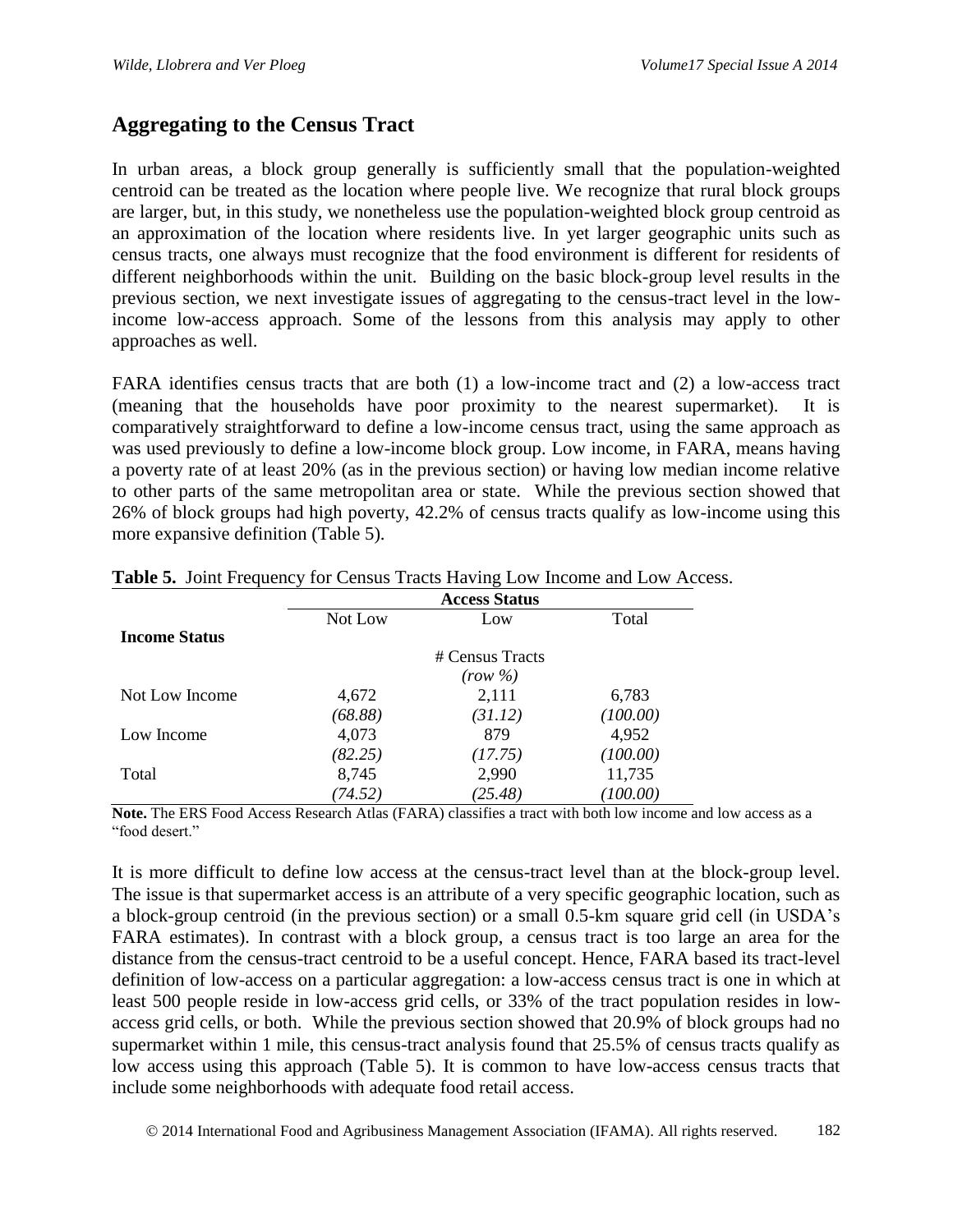## Aggregating to the Census Tract

In urban areas, a block group generally is sufficiently small that the population-weighted centroid can be treated as the location where people live. We recognize that rural block groups are larger, but, in this study, we nonetheless use the population-weighted block group centroid as an approximation of the location where residents live. In yet larger geographic units such as census tracts, one always must recognize that the food environment is different for residents of different neighborhoods within the unit. Building on the basic block-group level results in the previous section, we next investigate issues of aggregating to the census-tract level in the low-income low-access approach. Some of the lessons from this analysis may apply to other approaches as well.

FARA identifies census tracts that are both (1) a low-income tract and (2) a low-access tract (meaning that the households have poor proximity to the nearest supermarket). It is comparatively straightforward to define a low-income census tract, using the same approach as was used previously to define a low-income block group. Low income, in FARA, means having a poverty rate of at least 20% (as in the previous section) or having low median income relative to other parts of the same metropolitan area or state. While the previous section showed that 26% of block groups had high poverty, 42.2% of census tracts qualify as low-income using this more expansive definition (Table 5).

**Table 5.** Joint Frequency for Census Tracts Having Low Income and Low Access.

| | Access Status | | |
|---|---|---|---|
| | Not Low | Low | Total |
| **Income Status** | | | |
| | | # Census Tracts *(row %)* | |
| Not Low Income | 4,672 | 2,111 | 6,783 |
| | *(68.88)* | *(31.12)* | *(100.00)* |
| Low Income | 4,073 | 879 | 4,952 |
| | *(82.25)* | *(17.75)* | *(100.00)* |
| Total | 8,745 | 2,990 | 11,735 |
| | *(74.52)* | *(25.48)* | *(100.00)* |

**Note.** The ERS Food Access Research Atlas (FARA) classifies a tract with both low income and low access as a "food desert."

It is more difficult to define low access at the census-tract level than at the block-group level. The issue is that supermarket access is an attribute of a very specific geographic location, such as a block-group centroid (in the previous section) or a small 0.5-km square grid cell (in USDA's FARA estimates). In contrast with a block group, a census tract is too large an area for the distance from the census-tract centroid to be a useful concept. Hence, FARA based its tract-level definition of low-access on a particular aggregation: a low-access census tract is one in which at least 500 people reside in low-access grid cells, or 33% of the tract population resides in low-access grid cells, or both. While the previous section showed that 20.9% of block groups had no supermarket within 1 mile, this census-tract analysis found that 25.5% of census tracts qualify as low access using this approach (Table 5). It is common to have low-access census tracts that include some neighborhoods with adequate food retail access.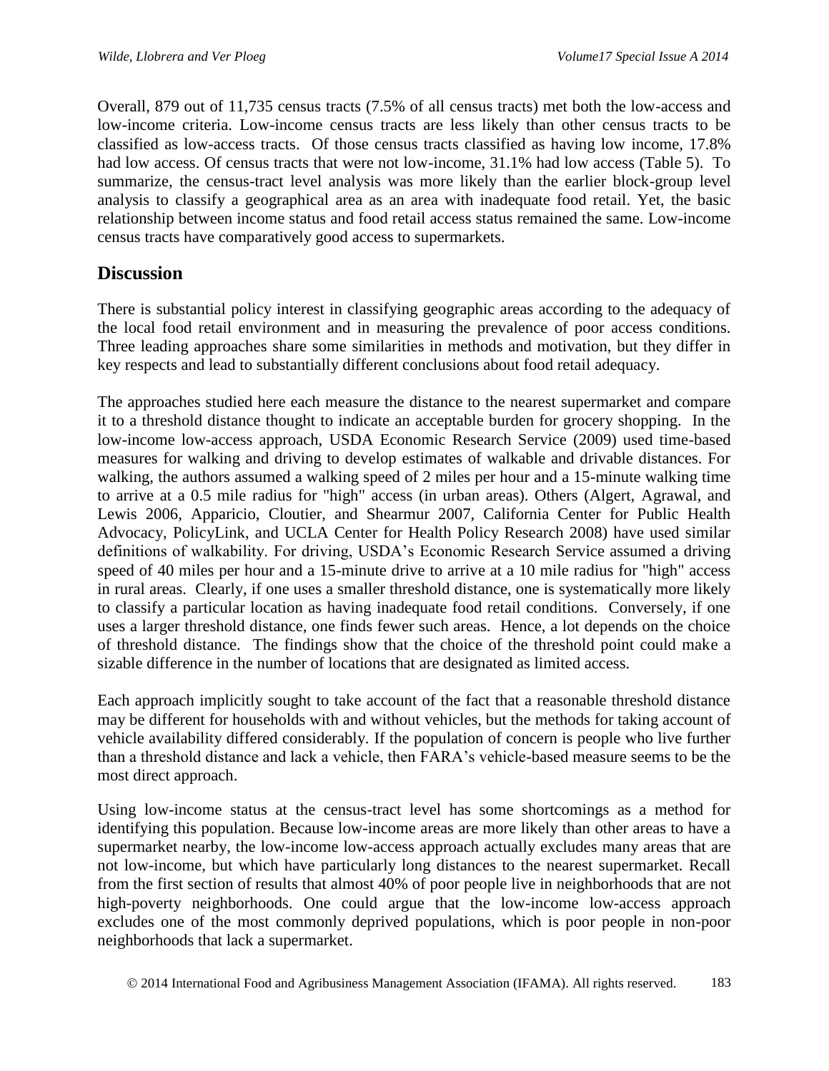Overall, 879 out of 11,735 census tracts (7.5% of all census tracts) met both the low-access and low-income criteria. Low-income census tracts are less likely than other census tracts to be classified as low-access tracts. Of those census tracts classified as having low income, 17.8% had low access. Of census tracts that were not low-income, 31.1% had low access (Table 5). To summarize, the census-tract level analysis was more likely than the earlier block-group level analysis to classify a geographical area as an area with inadequate food retail. Yet, the basic relationship between income status and food retail access status remained the same. Low-income census tracts have comparatively good access to supermarkets.

## Discussion

There is substantial policy interest in classifying geographic areas according to the adequacy of the local food retail environment and in measuring the prevalence of poor access conditions. Three leading approaches share some similarities in methods and motivation, but they differ in key respects and lead to substantially different conclusions about food retail adequacy.

The approaches studied here each measure the distance to the nearest supermarket and compare it to a threshold distance thought to indicate an acceptable burden for grocery shopping. In the low-income low-access approach, USDA Economic Research Service (2009) used time-based measures for walking and driving to develop estimates of walkable and drivable distances. For walking, the authors assumed a walking speed of 2 miles per hour and a 15-minute walking time to arrive at a 0.5 mile radius for "high" access (in urban areas). Others (Algert, Agrawal, and Lewis 2006, Apparicio, Cloutier, and Shearmur 2007, California Center for Public Health Advocacy, PolicyLink, and UCLA Center for Health Policy Research 2008) have used similar definitions of walkability. For driving, USDA's Economic Research Service assumed a driving speed of 40 miles per hour and a 15-minute drive to arrive at a 10 mile radius for "high" access in rural areas. Clearly, if one uses a smaller threshold distance, one is systematically more likely to classify a particular location as having inadequate food retail conditions. Conversely, if one uses a larger threshold distance, one finds fewer such areas. Hence, a lot depends on the choice of threshold distance. The findings show that the choice of the threshold point could make a sizable difference in the number of locations that are designated as limited access.

Each approach implicitly sought to take account of the fact that a reasonable threshold distance may be different for households with and without vehicles, but the methods for taking account of vehicle availability differed considerably. If the population of concern is people who live further than a threshold distance and lack a vehicle, then FARA's vehicle-based measure seems to be the most direct approach.

Using low-income status at the census-tract level has some shortcomings as a method for identifying this population. Because low-income areas are more likely than other areas to have a supermarket nearby, the low-income low-access approach actually excludes many areas that are not low-income, but which have particularly long distances to the nearest supermarket. Recall from the first section of results that almost 40% of poor people live in neighborhoods that are not high-poverty neighborhoods. One could argue that the low-income low-access approach excludes one of the most commonly deprived populations, which is poor people in non-poor neighborhoods that lack a supermarket.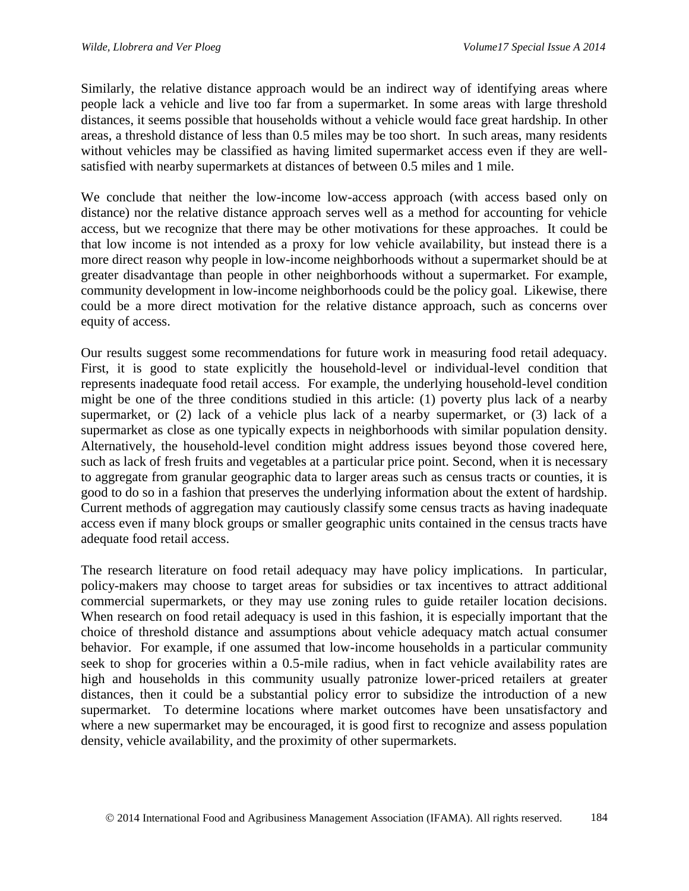Similarly, the relative distance approach would be an indirect way of identifying areas where people lack a vehicle and live too far from a supermarket. In some areas with large threshold distances, it seems possible that households without a vehicle would face great hardship. In other areas, a threshold distance of less than 0.5 miles may be too short. In such areas, many residents without vehicles may be classified as having limited supermarket access even if they are well-satisfied with nearby supermarkets at distances of between 0.5 miles and 1 mile.

We conclude that neither the low-income low-access approach (with access based only on distance) nor the relative distance approach serves well as a method for accounting for vehicle access, but we recognize that there may be other motivations for these approaches. It could be that low income is not intended as a proxy for low vehicle availability, but instead there is a more direct reason why people in low-income neighborhoods without a supermarket should be at greater disadvantage than people in other neighborhoods without a supermarket. For example, community development in low-income neighborhoods could be the policy goal. Likewise, there could be a more direct motivation for the relative distance approach, such as concerns over equity of access.

Our results suggest some recommendations for future work in measuring food retail adequacy. First, it is good to state explicitly the household-level or individual-level condition that represents inadequate food retail access. For example, the underlying household-level condition might be one of the three conditions studied in this article: (1) poverty plus lack of a nearby supermarket, or (2) lack of a vehicle plus lack of a nearby supermarket, or (3) lack of a supermarket as close as one typically expects in neighborhoods with similar population density. Alternatively, the household-level condition might address issues beyond those covered here, such as lack of fresh fruits and vegetables at a particular price point. Second, when it is necessary to aggregate from granular geographic data to larger areas such as census tracts or counties, it is good to do so in a fashion that preserves the underlying information about the extent of hardship. Current methods of aggregation may cautiously classify some census tracts as having inadequate access even if many block groups or smaller geographic units contained in the census tracts have adequate food retail access.

The research literature on food retail adequacy may have policy implications. In particular, policy-makers may choose to target areas for subsidies or tax incentives to attract additional commercial supermarkets, or they may use zoning rules to guide retailer location decisions. When research on food retail adequacy is used in this fashion, it is especially important that the choice of threshold distance and assumptions about vehicle adequacy match actual consumer behavior. For example, if one assumed that low-income households in a particular community seek to shop for groceries within a 0.5-mile radius, when in fact vehicle availability rates are high and households in this community usually patronize lower-priced retailers at greater distances, then it could be a substantial policy error to subsidize the introduction of a new supermarket. To determine locations where market outcomes have been unsatisfactory and where a new supermarket may be encouraged, it is good first to recognize and assess population density, vehicle availability, and the proximity of other supermarkets.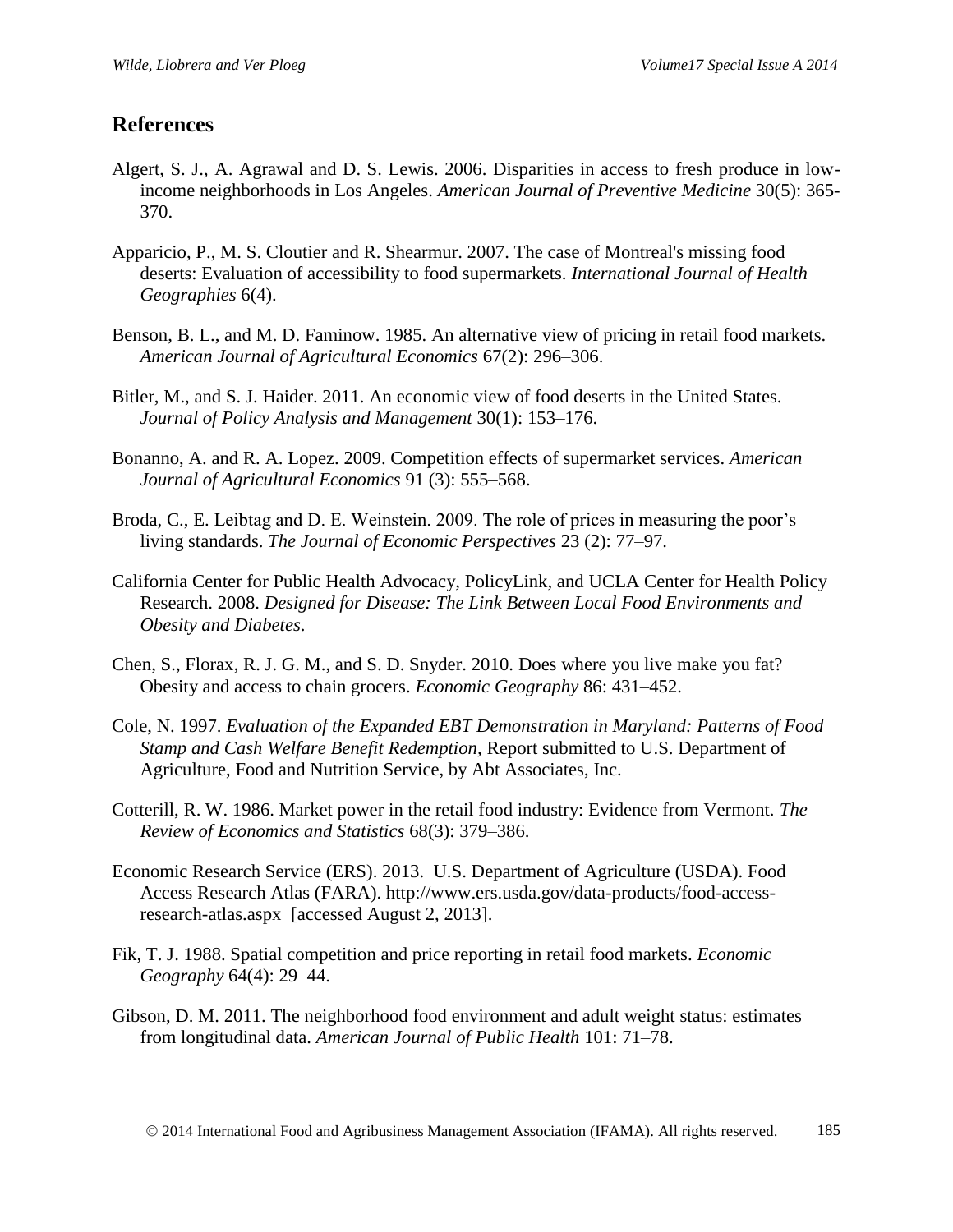## References

Algert, S. J., A. Agrawal and D. S. Lewis. 2006. Disparities in access to fresh produce in low-income neighborhoods in Los Angeles. *American Journal of Preventive Medicine* 30(5): 365-370.

Apparicio, P., M. S. Cloutier and R. Shearmur. 2007. The case of Montreal's missing food deserts: Evaluation of accessibility to food supermarkets. *International Journal of Health Geographies* 6(4).

Benson, B. L., and M. D. Faminow. 1985. An alternative view of pricing in retail food markets. *American Journal of Agricultural Economics* 67(2): 296–306.

Bitler, M., and S. J. Haider. 2011. An economic view of food deserts in the United States. *Journal of Policy Analysis and Management* 30(1): 153–176.

Bonanno, A. and R. A. Lopez. 2009. Competition effects of supermarket services. *American Journal of Agricultural Economics* 91 (3): 555–568.

Broda, C., E. Leibtag and D. E. Weinstein. 2009. The role of prices in measuring the poor's living standards. *The Journal of Economic Perspectives* 23 (2): 77–97.

California Center for Public Health Advocacy, PolicyLink, and UCLA Center for Health Policy Research. 2008. *Designed for Disease: The Link Between Local Food Environments and Obesity and Diabetes*.

Chen, S., Florax, R. J. G. M., and S. D. Snyder. 2010. Does where you live make you fat? Obesity and access to chain grocers. *Economic Geography* 86: 431–452.

Cole, N. 1997. *Evaluation of the Expanded EBT Demonstration in Maryland: Patterns of Food Stamp and Cash Welfare Benefit Redemption*, Report submitted to U.S. Department of Agriculture, Food and Nutrition Service, by Abt Associates, Inc.

Cotterill, R. W. 1986. Market power in the retail food industry: Evidence from Vermont. *The Review of Economics and Statistics* 68(3): 379–386.

Economic Research Service (ERS). 2013. U.S. Department of Agriculture (USDA). Food Access Research Atlas (FARA). http://www.ers.usda.gov/data-products/food-access-research-atlas.aspx [accessed August 2, 2013].

Fik, T. J. 1988. Spatial competition and price reporting in retail food markets. *Economic Geography* 64(4): 29–44.

Gibson, D. M. 2011. The neighborhood food environment and adult weight status: estimates from longitudinal data. *American Journal of Public Health* 101: 71–78.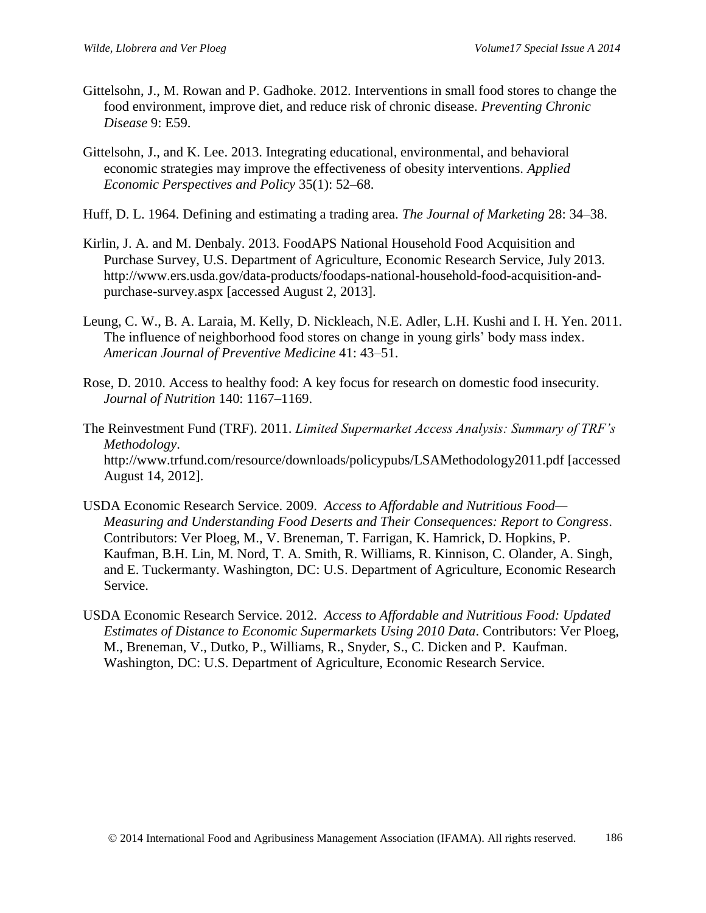Gittelsohn, J., M. Rowan and P. Gadhoke. 2012. Interventions in small food stores to change the food environment, improve diet, and reduce risk of chronic disease. *Preventing Chronic Disease* 9: E59.

Gittelsohn, J., and K. Lee. 2013. Integrating educational, environmental, and behavioral economic strategies may improve the effectiveness of obesity interventions. *Applied Economic Perspectives and Policy* 35(1): 52–68.

Huff, D. L. 1964. Defining and estimating a trading area. *The Journal of Marketing* 28: 34–38.

Kirlin, J. A. and M. Denbaly. 2013. FoodAPS National Household Food Acquisition and Purchase Survey, U.S. Department of Agriculture, Economic Research Service, July 2013. http://www.ers.usda.gov/data-products/foodaps-national-household-food-acquisition-and-purchase-survey.aspx [accessed August 2, 2013].

Leung, C. W., B. A. Laraia, M. Kelly, D. Nickleach, N.E. Adler, L.H. Kushi and I. H. Yen. 2011. The influence of neighborhood food stores on change in young girls' body mass index. *American Journal of Preventive Medicine* 41: 43–51.

Rose, D. 2010. Access to healthy food: A key focus for research on domestic food insecurity. *Journal of Nutrition* 140: 1167–1169.

The Reinvestment Fund (TRF). 2011. *Limited Supermarket Access Analysis: Summary of TRF's Methodology*. http://www.trfund.com/resource/downloads/policypubs/LSAMethodology2011.pdf [accessed August 14, 2012].

USDA Economic Research Service. 2009. *Access to Affordable and Nutritious Food—Measuring and Understanding Food Deserts and Their Consequences: Report to Congress*. Contributors: Ver Ploeg, M., V. Breneman, T. Farrigan, K. Hamrick, D. Hopkins, P. Kaufman, B.H. Lin, M. Nord, T. A. Smith, R. Williams, R. Kinnison, C. Olander, A. Singh, and E. Tuckermanty. Washington, DC: U.S. Department of Agriculture, Economic Research Service.

USDA Economic Research Service. 2012. *Access to Affordable and Nutritious Food: Updated Estimates of Distance to Economic Supermarkets Using 2010 Data*. Contributors: Ver Ploeg, M., Breneman, V., Dutko, P., Williams, R., Snyder, S., C. Dicken and P. Kaufman. Washington, DC: U.S. Department of Agriculture, Economic Research Service.